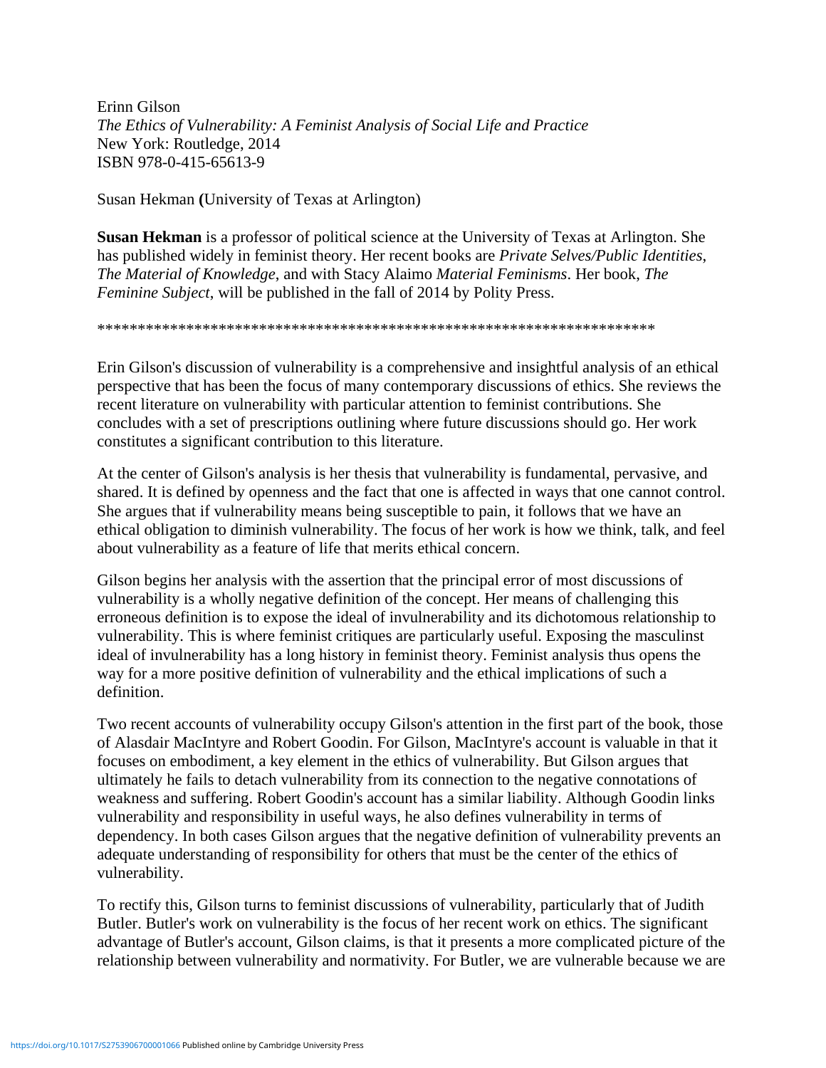Erinn Gilson
*The Ethics of Vulnerability: A Feminist Analysis of Social Life and Practice*
New York: Routledge, 2014
ISBN 978-0-415-65613-9

Susan Hekman **(**University of Texas at Arlington)

**Susan Hekman** is a professor of political science at the University of Texas at Arlington. She has published widely in feminist theory. Her recent books are *Private Selves/Public Identities*, *The Material of Knowledge*, and with Stacy Alaimo *Material Feminisms*. Her book, *The Feminine Subject*, will be published in the fall of 2014 by Polity Press.

**********************************************************************

Erin Gilson's discussion of vulnerability is a comprehensive and insightful analysis of an ethical perspective that has been the focus of many contemporary discussions of ethics. She reviews the recent literature on vulnerability with particular attention to feminist contributions. She concludes with a set of prescriptions outlining where future discussions should go. Her work constitutes a significant contribution to this literature.

At the center of Gilson's analysis is her thesis that vulnerability is fundamental, pervasive, and shared. It is defined by openness and the fact that one is affected in ways that one cannot control. She argues that if vulnerability means being susceptible to pain, it follows that we have an ethical obligation to diminish vulnerability. The focus of her work is how we think, talk, and feel about vulnerability as a feature of life that merits ethical concern.

Gilson begins her analysis with the assertion that the principal error of most discussions of vulnerability is a wholly negative definition of the concept. Her means of challenging this erroneous definition is to expose the ideal of invulnerability and its dichotomous relationship to vulnerability. This is where feminist critiques are particularly useful. Exposing the masculinst ideal of invulnerability has a long history in feminist theory. Feminist analysis thus opens the way for a more positive definition of vulnerability and the ethical implications of such a definition.

Two recent accounts of vulnerability occupy Gilson's attention in the first part of the book, those of Alasdair MacIntyre and Robert Goodin. For Gilson, MacIntyre's account is valuable in that it focuses on embodiment, a key element in the ethics of vulnerability. But Gilson argues that ultimately he fails to detach vulnerability from its connection to the negative connotations of weakness and suffering. Robert Goodin's account has a similar liability. Although Goodin links vulnerability and responsibility in useful ways, he also defines vulnerability in terms of dependency. In both cases Gilson argues that the negative definition of vulnerability prevents an adequate understanding of responsibility for others that must be the center of the ethics of vulnerability.

To rectify this, Gilson turns to feminist discussions of vulnerability, particularly that of Judith Butler. Butler's work on vulnerability is the focus of her recent work on ethics. The significant advantage of Butler's account, Gilson claims, is that it presents a more complicated picture of the relationship between vulnerability and normativity. For Butler, we are vulnerable because we are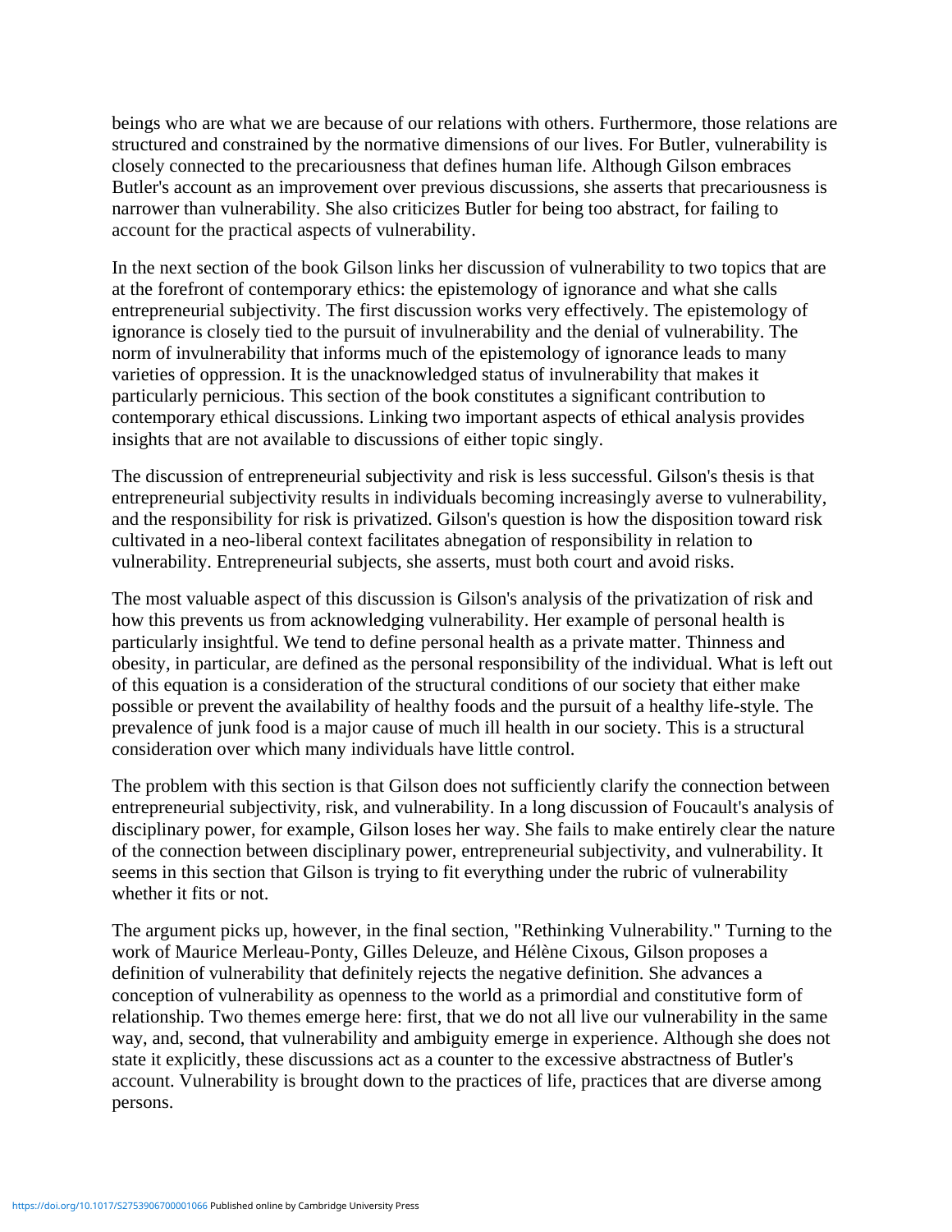beings who are what we are because of our relations with others. Furthermore, those relations are structured and constrained by the normative dimensions of our lives. For Butler, vulnerability is closely connected to the precariousness that defines human life. Although Gilson embraces Butler's account as an improvement over previous discussions, she asserts that precariousness is narrower than vulnerability. She also criticizes Butler for being too abstract, for failing to account for the practical aspects of vulnerability.

In the next section of the book Gilson links her discussion of vulnerability to two topics that are at the forefront of contemporary ethics: the epistemology of ignorance and what she calls entrepreneurial subjectivity. The first discussion works very effectively. The epistemology of ignorance is closely tied to the pursuit of invulnerability and the denial of vulnerability. The norm of invulnerability that informs much of the epistemology of ignorance leads to many varieties of oppression. It is the unacknowledged status of invulnerability that makes it particularly pernicious. This section of the book constitutes a significant contribution to contemporary ethical discussions. Linking two important aspects of ethical analysis provides insights that are not available to discussions of either topic singly.

The discussion of entrepreneurial subjectivity and risk is less successful. Gilson's thesis is that entrepreneurial subjectivity results in individuals becoming increasingly averse to vulnerability, and the responsibility for risk is privatized. Gilson's question is how the disposition toward risk cultivated in a neo-liberal context facilitates abnegation of responsibility in relation to vulnerability. Entrepreneurial subjects, she asserts, must both court and avoid risks.

The most valuable aspect of this discussion is Gilson's analysis of the privatization of risk and how this prevents us from acknowledging vulnerability. Her example of personal health is particularly insightful. We tend to define personal health as a private matter. Thinness and obesity, in particular, are defined as the personal responsibility of the individual. What is left out of this equation is a consideration of the structural conditions of our society that either make possible or prevent the availability of healthy foods and the pursuit of a healthy life-style. The prevalence of junk food is a major cause of much ill health in our society. This is a structural consideration over which many individuals have little control.

The problem with this section is that Gilson does not sufficiently clarify the connection between entrepreneurial subjectivity, risk, and vulnerability. In a long discussion of Foucault's analysis of disciplinary power, for example, Gilson loses her way. She fails to make entirely clear the nature of the connection between disciplinary power, entrepreneurial subjectivity, and vulnerability. It seems in this section that Gilson is trying to fit everything under the rubric of vulnerability whether it fits or not.

The argument picks up, however, in the final section, "Rethinking Vulnerability." Turning to the work of Maurice Merleau-Ponty, Gilles Deleuze, and Hélène Cixous, Gilson proposes a definition of vulnerability that definitely rejects the negative definition. She advances a conception of vulnerability as openness to the world as a primordial and constitutive form of relationship. Two themes emerge here: first, that we do not all live our vulnerability in the same way, and, second, that vulnerability and ambiguity emerge in experience. Although she does not state it explicitly, these discussions act as a counter to the excessive abstractness of Butler's account. Vulnerability is brought down to the practices of life, practices that are diverse among persons.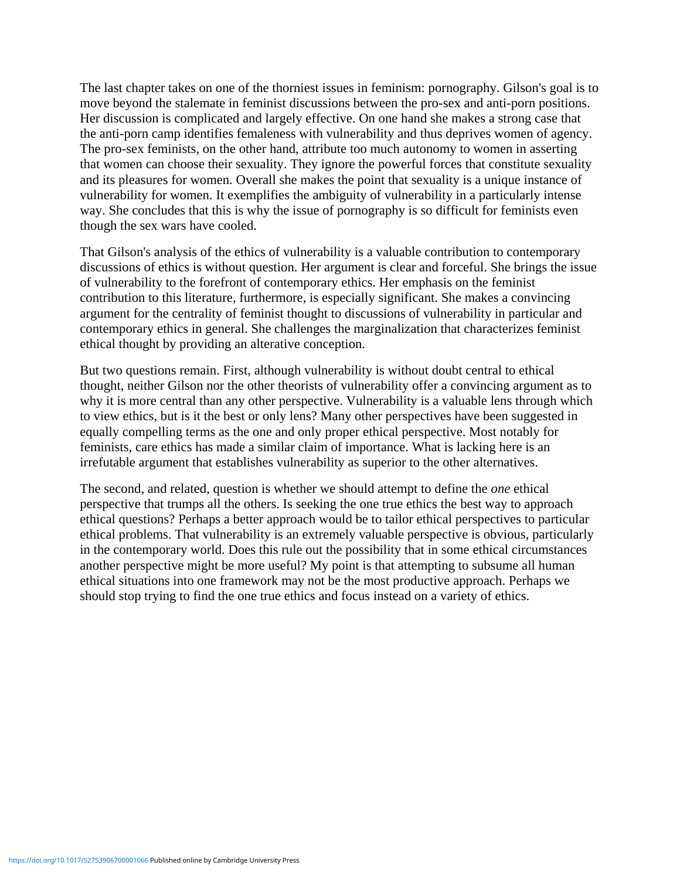The last chapter takes on one of the thorniest issues in feminism: pornography. Gilson's goal is to move beyond the stalemate in feminist discussions between the pro-sex and anti-porn positions. Her discussion is complicated and largely effective. On one hand she makes a strong case that the anti-porn camp identifies femaleness with vulnerability and thus deprives women of agency. The pro-sex feminists, on the other hand, attribute too much autonomy to women in asserting that women can choose their sexuality. They ignore the powerful forces that constitute sexuality and its pleasures for women. Overall she makes the point that sexuality is a unique instance of vulnerability for women. It exemplifies the ambiguity of vulnerability in a particularly intense way. She concludes that this is why the issue of pornography is so difficult for feminists even though the sex wars have cooled.

That Gilson's analysis of the ethics of vulnerability is a valuable contribution to contemporary discussions of ethics is without question. Her argument is clear and forceful. She brings the issue of vulnerability to the forefront of contemporary ethics. Her emphasis on the feminist contribution to this literature, furthermore, is especially significant. She makes a convincing argument for the centrality of feminist thought to discussions of vulnerability in particular and contemporary ethics in general. She challenges the marginalization that characterizes feminist ethical thought by providing an alterative conception.

But two questions remain. First, although vulnerability is without doubt central to ethical thought, neither Gilson nor the other theorists of vulnerability offer a convincing argument as to why it is more central than any other perspective. Vulnerability is a valuable lens through which to view ethics, but is it the best or only lens? Many other perspectives have been suggested in equally compelling terms as the one and only proper ethical perspective. Most notably for feminists, care ethics has made a similar claim of importance. What is lacking here is an irrefutable argument that establishes vulnerability as superior to the other alternatives.

The second, and related, question is whether we should attempt to define the *one* ethical perspective that trumps all the others. Is seeking the one true ethics the best way to approach ethical questions? Perhaps a better approach would be to tailor ethical perspectives to particular ethical problems. That vulnerability is an extremely valuable perspective is obvious, particularly in the contemporary world. Does this rule out the possibility that in some ethical circumstances another perspective might be more useful? My point is that attempting to subsume all human ethical situations into one framework may not be the most productive approach. Perhaps we should stop trying to find the one true ethics and focus instead on a variety of ethics.